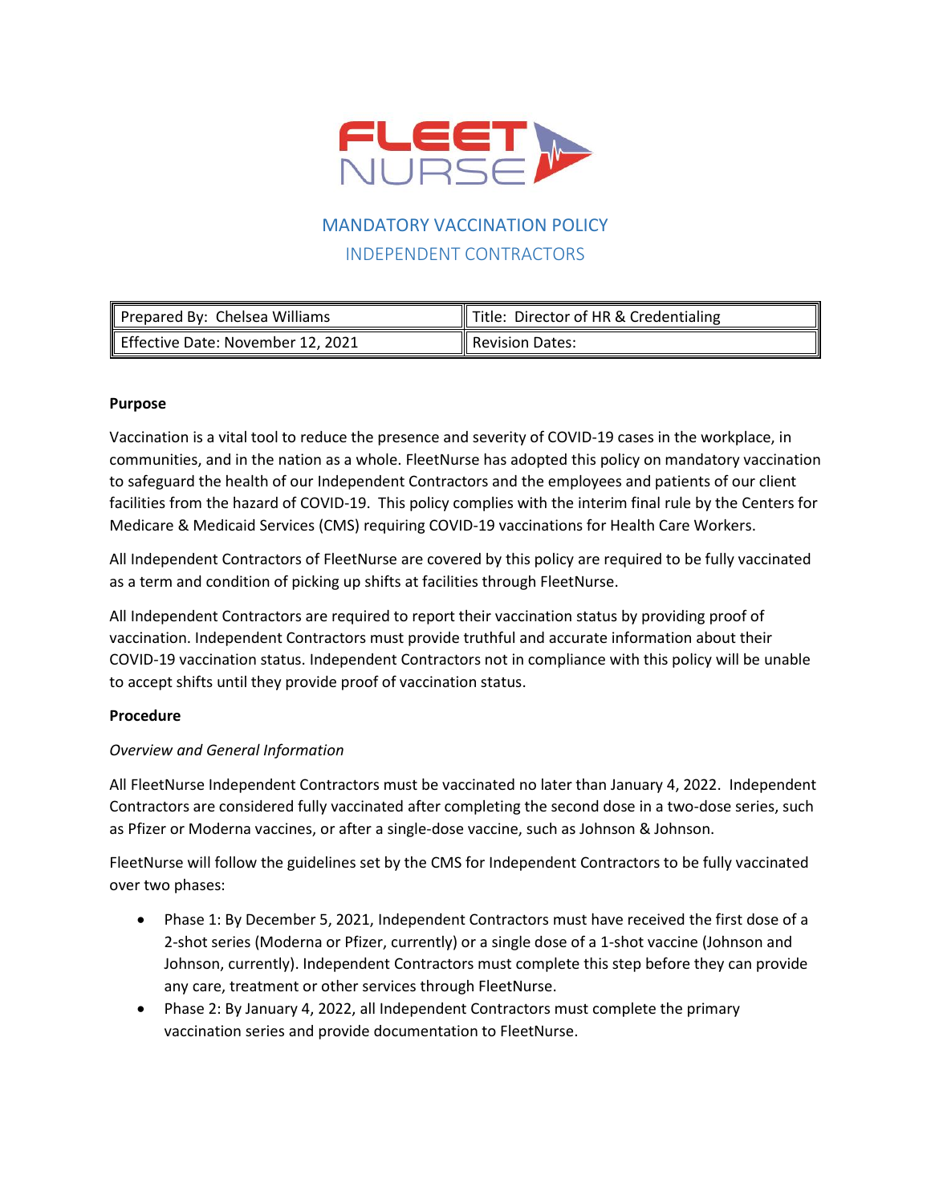FLEET NURSE

# MANDATORY VACCINATION POLICY

## INDEPENDENT CONTRACTORS

| Prepared By: Chelsea Williams | Title: Director of HR & Credentialing |
|---|---|
| Effective Date: November 12, 2021 | Revision Dates: |

**Purpose**

Vaccination is a vital tool to reduce the presence and severity of COVID-19 cases in the workplace, in communities, and in the nation as a whole. FleetNurse has adopted this policy on mandatory vaccination to safeguard the health of our Independent Contractors and the employees and patients of our client facilities from the hazard of COVID-19. This policy complies with the interim final rule by the Centers for Medicare & Medicaid Services (CMS) requiring COVID-19 vaccinations for Health Care Workers.

All Independent Contractors of FleetNurse are covered by this policy are required to be fully vaccinated as a term and condition of picking up shifts at facilities through FleetNurse.

All Independent Contractors are required to report their vaccination status by providing proof of vaccination. Independent Contractors must provide truthful and accurate information about their COVID-19 vaccination status. Independent Contractors not in compliance with this policy will be unable to accept shifts until they provide proof of vaccination status.

**Procedure**

*Overview and General Information*

All FleetNurse Independent Contractors must be vaccinated no later than January 4, 2022. Independent Contractors are considered fully vaccinated after completing the second dose in a two-dose series, such as Pfizer or Moderna vaccines, or after a single-dose vaccine, such as Johnson & Johnson.

FleetNurse will follow the guidelines set by the CMS for Independent Contractors to be fully vaccinated over two phases:

- Phase 1: By December 5, 2021, Independent Contractors must have received the first dose of a 2-shot series (Moderna or Pfizer, currently) or a single dose of a 1-shot vaccine (Johnson and Johnson, currently). Independent Contractors must complete this step before they can provide any care, treatment or other services through FleetNurse.
- Phase 2: By January 4, 2022, all Independent Contractors must complete the primary vaccination series and provide documentation to FleetNurse.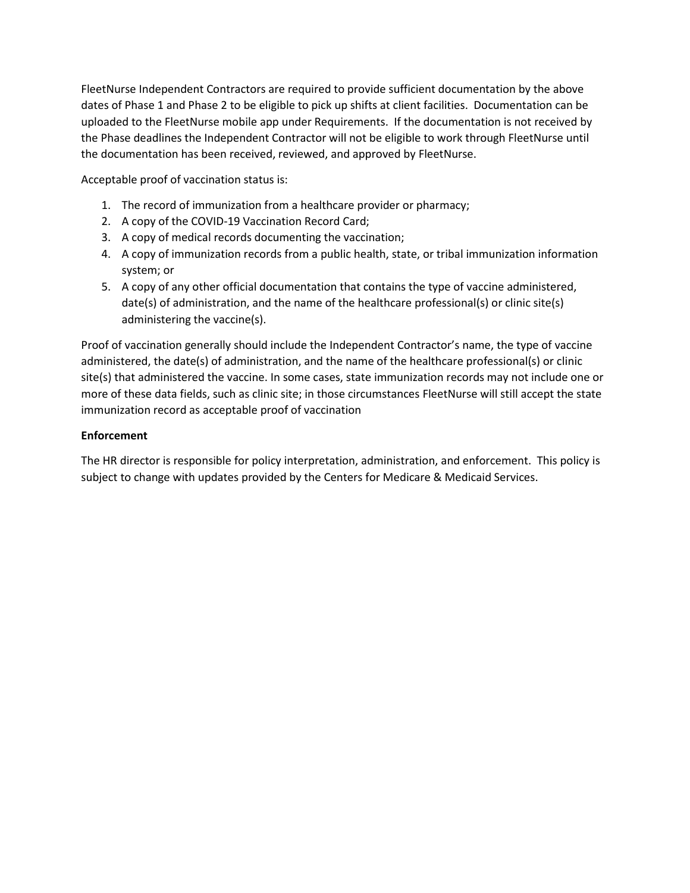FleetNurse Independent Contractors are required to provide sufficient documentation by the above dates of Phase 1 and Phase 2 to be eligible to pick up shifts at client facilities. Documentation can be uploaded to the FleetNurse mobile app under Requirements. If the documentation is not received by the Phase deadlines the Independent Contractor will not be eligible to work through FleetNurse until the documentation has been received, reviewed, and approved by FleetNurse.

Acceptable proof of vaccination status is:

1. The record of immunization from a healthcare provider or pharmacy;
2. A copy of the COVID-19 Vaccination Record Card;
3. A copy of medical records documenting the vaccination;
4. A copy of immunization records from a public health, state, or tribal immunization information system; or
5. A copy of any other official documentation that contains the type of vaccine administered, date(s) of administration, and the name of the healthcare professional(s) or clinic site(s) administering the vaccine(s).

Proof of vaccination generally should include the Independent Contractor's name, the type of vaccine administered, the date(s) of administration, and the name of the healthcare professional(s) or clinic site(s) that administered the vaccine. In some cases, state immunization records may not include one or more of these data fields, such as clinic site; in those circumstances FleetNurse will still accept the state immunization record as acceptable proof of vaccination

**Enforcement**

The HR director is responsible for policy interpretation, administration, and enforcement. This policy is subject to change with updates provided by the Centers for Medicare & Medicaid Services.